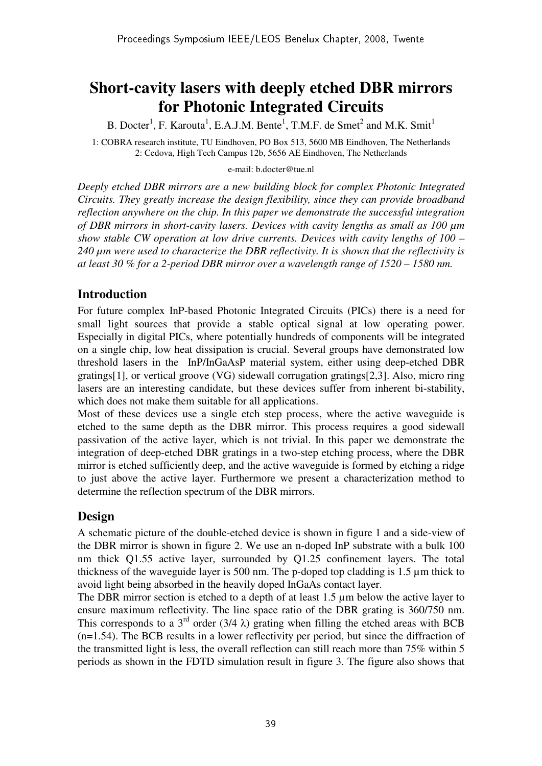# Short-cavity lasers with deeply etched DBR mirrors for Photonic Integrated Circuits

B. Docter[1], F. Karouta[1], E.A.J.M. Bente[1], T.M.F. de Smet[2] and M.K. Smit[1]

1: COBRA research institute, TU Eindhoven, PO Box 513, 5600 MB Eindhoven, The Netherlands
2: Cedova, High Tech Campus 12b, 5656 AE Eindhoven, The Netherlands

e-mail: b.docter@tue.nl

*Deeply etched DBR mirrors are a new building block for complex Photonic Integrated Circuits. They greatly increase the design flexibility, since they can provide broadband reflection anywhere on the chip. In this paper we demonstrate the successful integration of DBR mirrors in short-cavity lasers. Devices with cavity lengths as small as 100 µm show stable CW operation at low drive currents. Devices with cavity lengths of 100 – 240 µm were used to characterize the DBR reflectivity. It is shown that the reflectivity is at least 30 % for a 2-period DBR mirror over a wavelength range of 1520 – 1580 nm.*

## Introduction

For future complex InP-based Photonic Integrated Circuits (PICs) there is a need for small light sources that provide a stable optical signal at low operating power. Especially in digital PICs, where potentially hundreds of components will be integrated on a single chip, low heat dissipation is crucial. Several groups have demonstrated low threshold lasers in the InP/InGaAsP material system, either using deep-etched DBR gratings[1], or vertical groove (VG) sidewall corrugation gratings[2,3]. Also, micro ring lasers are an interesting candidate, but these devices suffer from inherent bi-stability, which does not make them suitable for all applications.

Most of these devices use a single etch step process, where the active waveguide is etched to the same depth as the DBR mirror. This process requires a good sidewall passivation of the active layer, which is not trivial. In this paper we demonstrate the integration of deep-etched DBR gratings in a two-step etching process, where the DBR mirror is etched sufficiently deep, and the active waveguide is formed by etching a ridge to just above the active layer. Furthermore we present a characterization method to determine the reflection spectrum of the DBR mirrors.

## Design

A schematic picture of the double-etched device is shown in figure 1 and a side-view of the DBR mirror is shown in figure 2. We use an n-doped InP substrate with a bulk 100 nm thick Q1.55 active layer, surrounded by Q1.25 confinement layers. The total thickness of the waveguide layer is 500 nm. The p-doped top cladding is 1.5 µm thick to avoid light being absorbed in the heavily doped InGaAs contact layer.

The DBR mirror section is etched to a depth of at least 1.5 µm below the active layer to ensure maximum reflectivity. The line space ratio of the DBR grating is 360/750 nm. This corresponds to a 3[rd] order ($3/4\ \lambda$) grating when filling the etched areas with BCB ($n=1.54$). The BCB results in a lower reflectivity per period, but since the diffraction of the transmitted light is less, the overall reflection can still reach more than 75% within 5 periods as shown in the FDTD simulation result in figure 3. The figure also shows that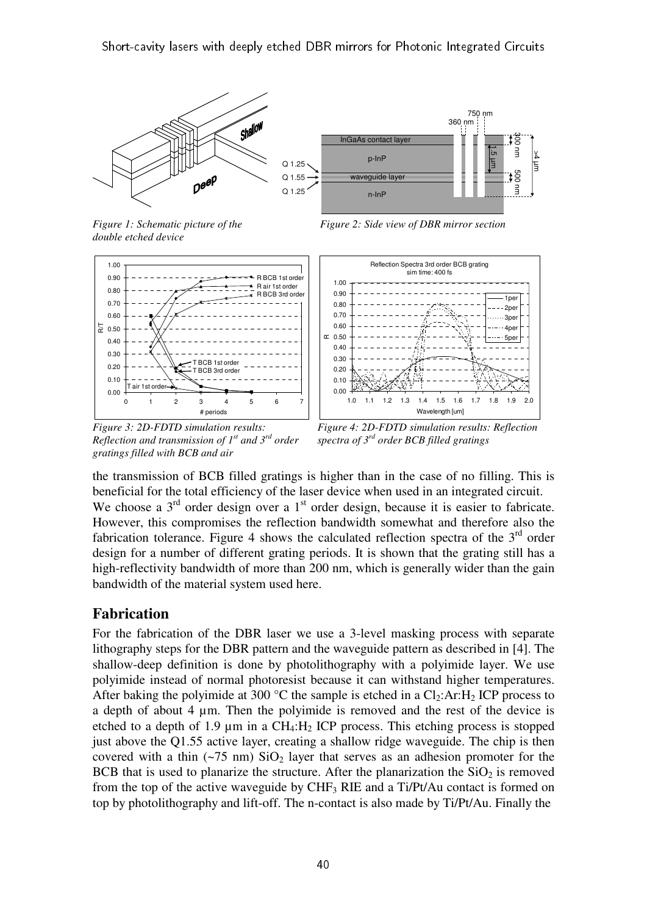*Figure 1: Schematic picture of the double etched device*

*Figure 2: Side view of DBR mirror section*

*Figure 3: 2D-FDTD simulation results: Reflection and transmission of 1st and 3rd order gratings filled with BCB and air*

*Figure 4: 2D-FDTD simulation results: Reflection spectra of 3rd order BCB filled gratings*

the transmission of BCB filled gratings is higher than in the case of no filling. This is beneficial for the total efficiency of the laser device when used in an integrated circuit.
We choose a 3rd order design over a 1st order design, because it is easier to fabricate. However, this compromises the reflection bandwidth somewhat and therefore also the fabrication tolerance. Figure 4 shows the calculated reflection spectra of the 3rd order design for a number of different grating periods. It is shown that the grating still has a high-reflectivity bandwidth of more than 200 nm, which is generally wider than the gain bandwidth of the material system used here.

## Fabrication

For the fabrication of the DBR laser we use a 3-level masking process with separate lithography steps for the DBR pattern and the waveguide pattern as described in [4]. The shallow-deep definition is done by photolithography with a polyimide layer. We use polyimide instead of normal photoresist because it can withstand higher temperatures. After baking the polyimide at 300 °C the sample is etched in a $Cl_2$:Ar:$H_2$ ICP process to a depth of about 4 µm. Then the polyimide is removed and the rest of the device is etched to a depth of 1.9 µm in a $CH_4$:$H_2$ ICP process. This etching process is stopped just above the Q1.55 active layer, creating a shallow ridge waveguide. The chip is then covered with a thin (~75 nm) $SiO_2$ layer that serves as an adhesion promoter for the BCB that is used to planarize the structure. After the planarization the $SiO_2$ is removed from the top of the active waveguide by $CHF_3$ RIE and a Ti/Pt/Au contact is formed on top by photolithography and lift-off. The n-contact is also made by Ti/Pt/Au. Finally the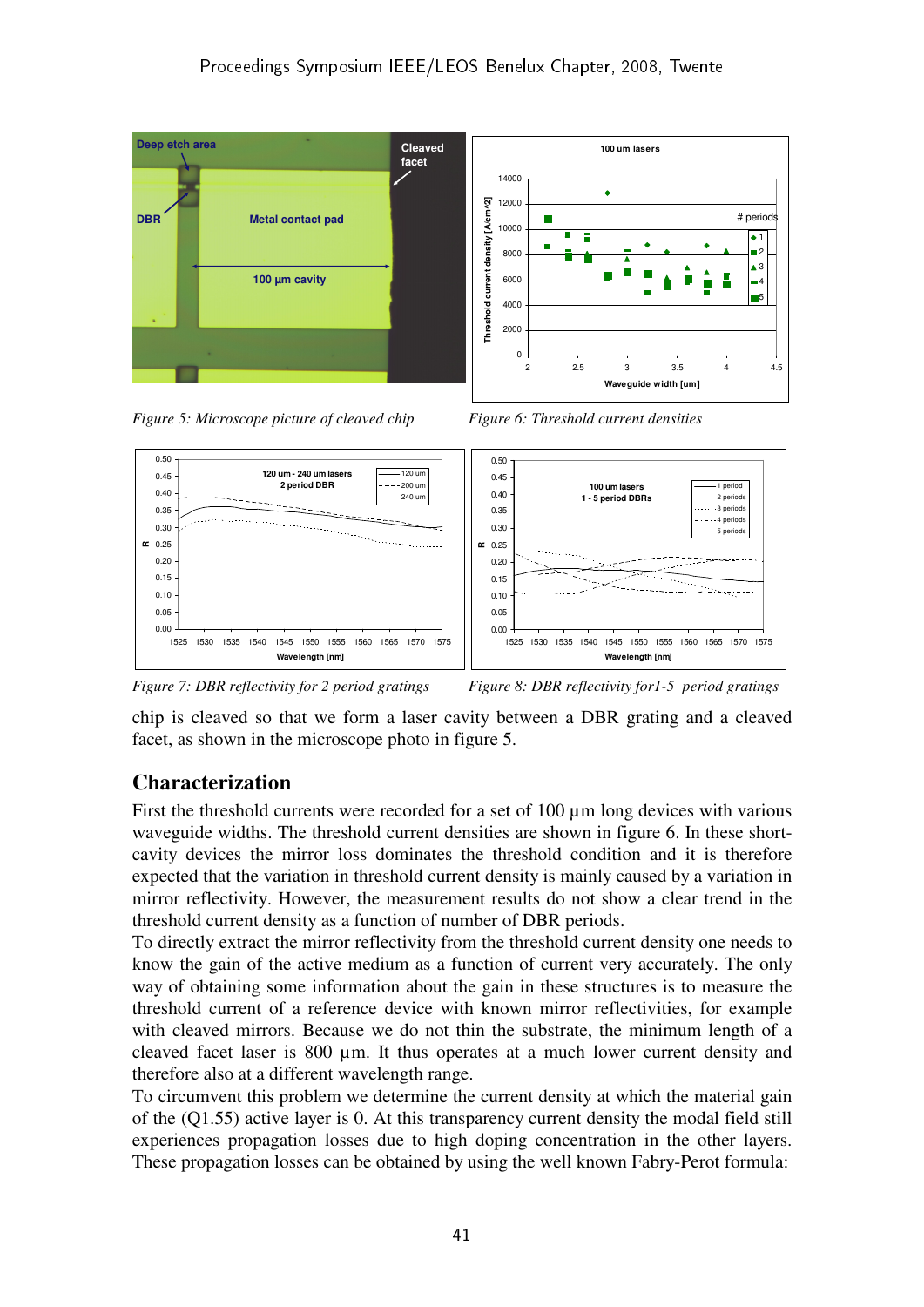*Figure 5: Microscope picture of cleaved chip*

*Figure 6: Threshold current densities*

*Figure 7: DBR reflectivity for 2 period gratings*

*Figure 8: DBR reflectivity for1-5 period gratings*

chip is cleaved so that we form a laser cavity between a DBR grating and a cleaved facet, as shown in the microscope photo in figure 5.

## Characterization

First the threshold currents were recorded for a set of 100 µm long devices with various waveguide widths. The threshold current densities are shown in figure 6. In these short-cavity devices the mirror loss dominates the threshold condition and it is therefore expected that the variation in threshold current density is mainly caused by a variation in mirror reflectivity. However, the measurement results do not show a clear trend in the threshold current density as a function of number of DBR periods.

To directly extract the mirror reflectivity from the threshold current density one needs to know the gain of the active medium as a function of current very accurately. The only way of obtaining some information about the gain in these structures is to measure the threshold current of a reference device with known mirror reflectivities, for example with cleaved mirrors. Because we do not thin the substrate, the minimum length of a cleaved facet laser is 800 µm. It thus operates at a much lower current density and therefore also at a different wavelength range.

To circumvent this problem we determine the current density at which the material gain of the (Q1.55) active layer is 0. At this transparency current density the modal field still experiences propagation losses due to high doping concentration in the other layers. These propagation losses can be obtained by using the well known Fabry-Perot formula: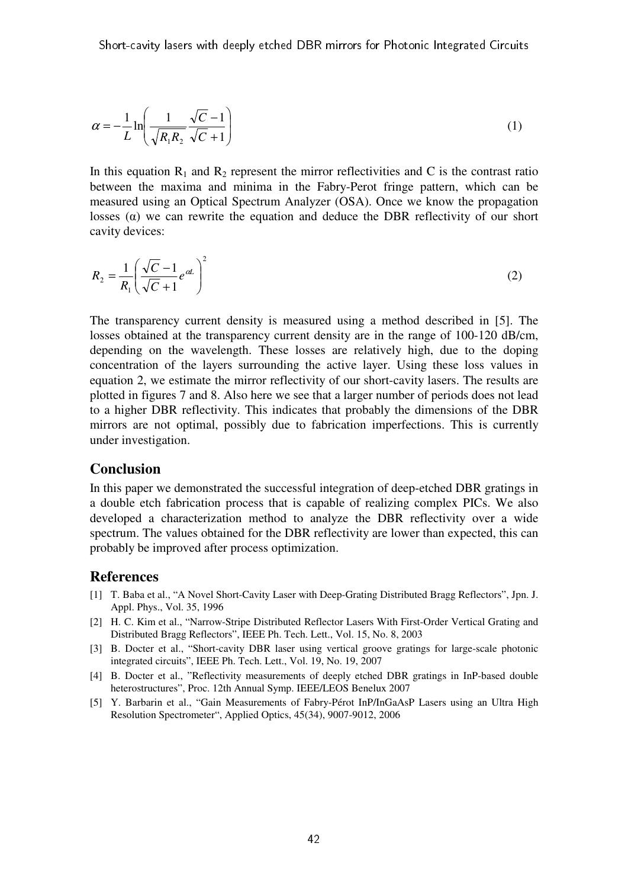$$\alpha = -\frac{1}{L}\ln\left(\frac{1}{\sqrt{R_1 R_2}}\frac{\sqrt{C}-1}{\sqrt{C}+1}\right) \tag{1}$$

In this equation $R_1$ and $R_2$ represent the mirror reflectivities and C is the contrast ratio between the maxima and minima in the Fabry-Perot fringe pattern, which can be measured using an Optical Spectrum Analyzer (OSA). Once we know the propagation losses ($\alpha$) we can rewrite the equation and deduce the DBR reflectivity of our short cavity devices:

$$R_2 = \frac{1}{R_1}\left(\frac{\sqrt{C}-1}{\sqrt{C}+1}e^{\alpha L}\right)^2 \tag{2}$$

The transparency current density is measured using a method described in [5]. The losses obtained at the transparency current density are in the range of 100-120 dB/cm, depending on the wavelength. These losses are relatively high, due to the doping concentration of the layers surrounding the active layer. Using these loss values in equation 2, we estimate the mirror reflectivity of our short-cavity lasers. The results are plotted in figures 7 and 8. Also here we see that a larger number of periods does not lead to a higher DBR reflectivity. This indicates that probably the dimensions of the DBR mirrors are not optimal, possibly due to fabrication imperfections. This is currently under investigation.

## Conclusion

In this paper we demonstrated the successful integration of deep-etched DBR gratings in a double etch fabrication process that is capable of realizing complex PICs. We also developed a characterization method to analyze the DBR reflectivity over a wide spectrum. The values obtained for the DBR reflectivity are lower than expected, this can probably be improved after process optimization.

## References

[1] T. Baba et al., "A Novel Short-Cavity Laser with Deep-Grating Distributed Bragg Reflectors", Jpn. J. Appl. Phys., Vol. 35, 1996

[2] H. C. Kim et al., "Narrow-Stripe Distributed Reflector Lasers With First-Order Vertical Grating and Distributed Bragg Reflectors", IEEE Ph. Tech. Lett., Vol. 15, No. 8, 2003

[3] B. Docter et al., "Short-cavity DBR laser using vertical groove gratings for large-scale photonic integrated circuits", IEEE Ph. Tech. Lett., Vol. 19, No. 19, 2007

[4] B. Docter et al., "Reflectivity measurements of deeply etched DBR gratings in InP-based double heterostructures", Proc. 12th Annual Symp. IEEE/LEOS Benelux 2007

[5] Y. Barbarin et al., "Gain Measurements of Fabry-Pérot InP/InGaAsP Lasers using an Ultra High Resolution Spectrometer", Applied Optics, 45(34), 9007-9012, 2006